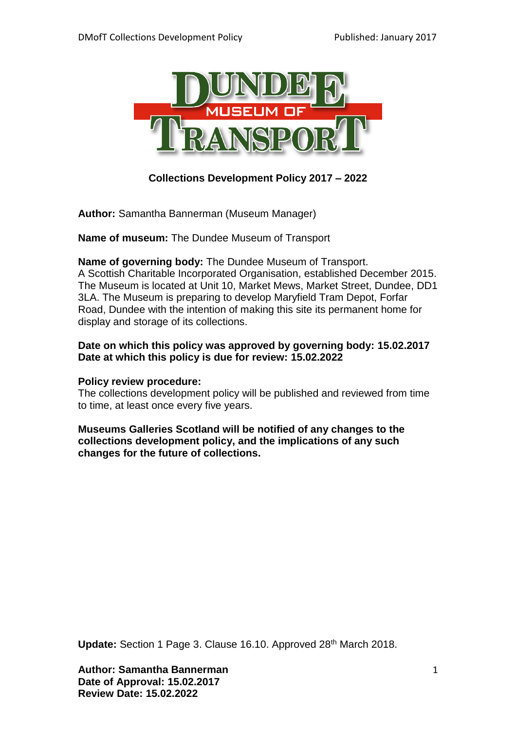# Collections Development Policy 2017 – 2022

**Author:** Samantha Bannerman (Museum Manager)

**Name of museum:** The Dundee Museum of Transport

**Name of governing body:** The Dundee Museum of Transport.
A Scottish Charitable Incorporated Organisation, established December 2015. The Museum is located at Unit 10, Market Mews, Market Street, Dundee, DD1 3LA. The Museum is preparing to develop Maryfield Tram Depot, Forfar Road, Dundee with the intention of making this site its permanent home for display and storage of its collections.

**Date on which this policy was approved by governing body: 15.02.2017**
**Date at which this policy is due for review: 15.02.2022**

**Policy review procedure:**
The collections development policy will be published and reviewed from time to time, at least once every five years.

**Museums Galleries Scotland will be notified of any changes to the collections development policy, and the implications of any such changes for the future of collections.**

**Update:** Section 1 Page 3. Clause 16.10. Approved 28th March 2018.

**Author: Samantha Bannerman**
**Date of Approval: 15.02.2017**
**Review Date: 15.02.2022**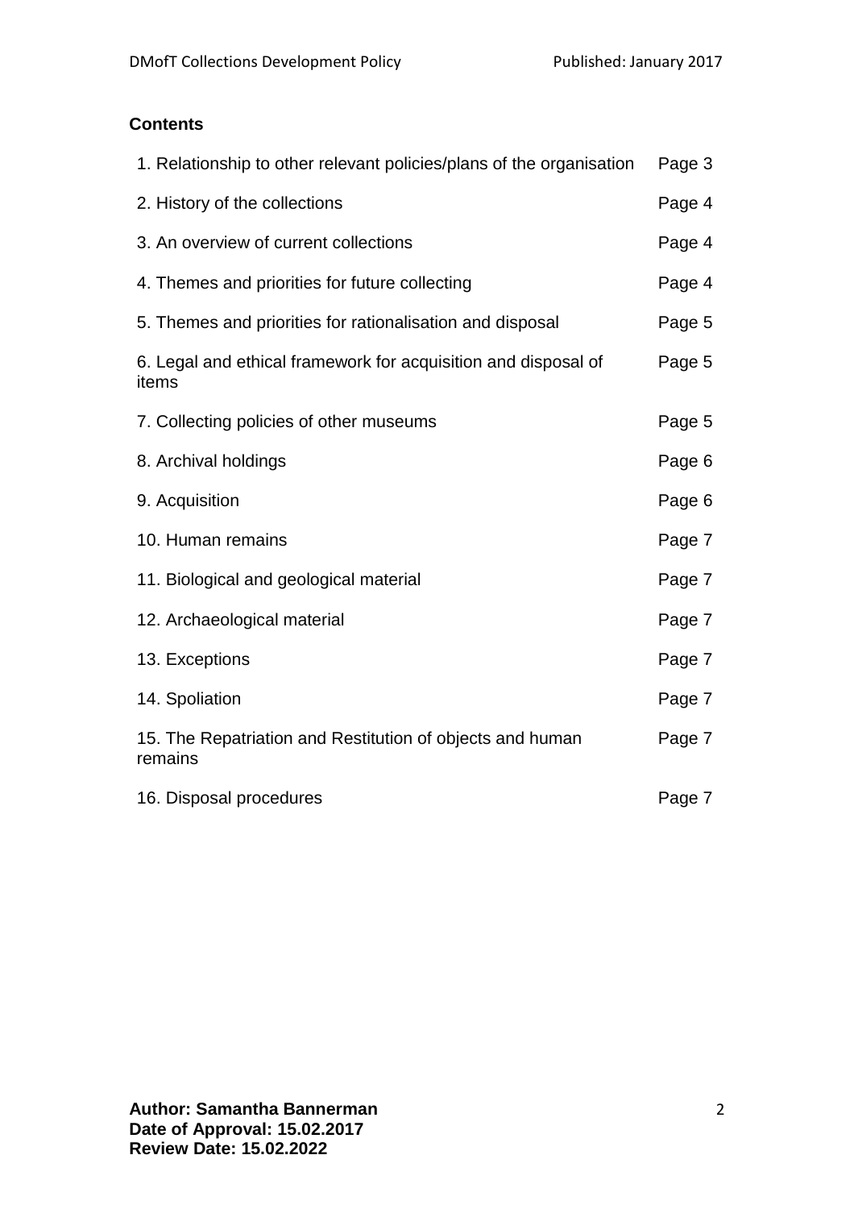**Contents**

| | |
|---|---|
| 1. Relationship to other relevant policies/plans of the organisation | Page 3 |
| 2. History of the collections | Page 4 |
| 3. An overview of current collections | Page 4 |
| 4. Themes and priorities for future collecting | Page 4 |
| 5. Themes and priorities for rationalisation and disposal | Page 5 |
| 6. Legal and ethical framework for acquisition and disposal of items | Page 5 |
| 7. Collecting policies of other museums | Page 5 |
| 8. Archival holdings | Page 6 |
| 9. Acquisition | Page 6 |
| 10. Human remains | Page 7 |
| 11. Biological and geological material | Page 7 |
| 12. Archaeological material | Page 7 |
| 13. Exceptions | Page 7 |
| 14. Spoliation | Page 7 |
| 15. The Repatriation and Restitution of objects and human remains | Page 7 |
| 16. Disposal procedures | Page 7 |

**Author: Samantha Bannerman**
**Date of Approval: 15.02.2017**
**Review Date: 15.02.2022**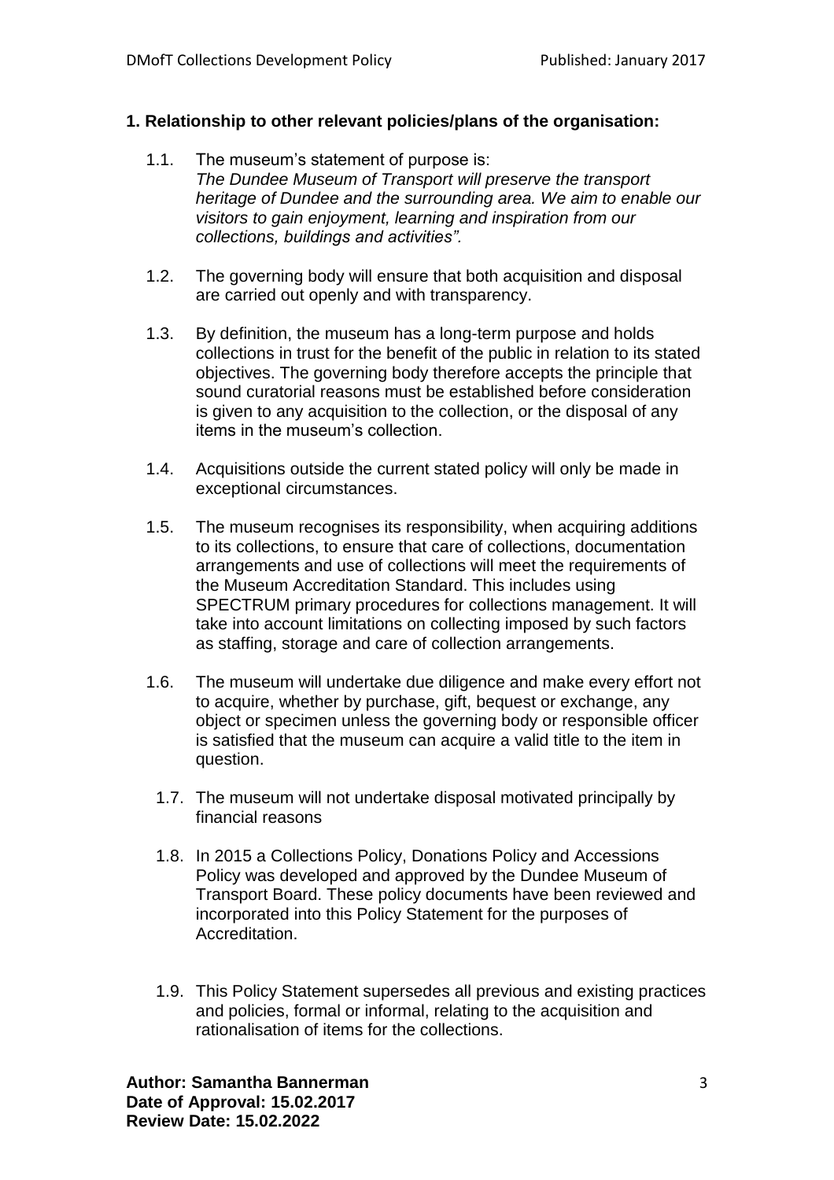## 1. Relationship to other relevant policies/plans of the organisation:

1.1. The museum's statement of purpose is:
*The Dundee Museum of Transport will preserve the transport heritage of Dundee and the surrounding area. We aim to enable our visitors to gain enjoyment, learning and inspiration from our collections, buildings and activities".*

1.2. The governing body will ensure that both acquisition and disposal are carried out openly and with transparency.

1.3. By definition, the museum has a long-term purpose and holds collections in trust for the benefit of the public in relation to its stated objectives. The governing body therefore accepts the principle that sound curatorial reasons must be established before consideration is given to any acquisition to the collection, or the disposal of any items in the museum's collection.

1.4. Acquisitions outside the current stated policy will only be made in exceptional circumstances.

1.5. The museum recognises its responsibility, when acquiring additions to its collections, to ensure that care of collections, documentation arrangements and use of collections will meet the requirements of the Museum Accreditation Standard. This includes using SPECTRUM primary procedures for collections management. It will take into account limitations on collecting imposed by such factors as staffing, storage and care of collection arrangements.

1.6. The museum will undertake due diligence and make every effort not to acquire, whether by purchase, gift, bequest or exchange, any object or specimen unless the governing body or responsible officer is satisfied that the museum can acquire a valid title to the item in question.

1.7. The museum will not undertake disposal motivated principally by financial reasons

1.8. In 2015 a Collections Policy, Donations Policy and Accessions Policy was developed and approved by the Dundee Museum of Transport Board. These policy documents have been reviewed and incorporated into this Policy Statement for the purposes of Accreditation.

1.9. This Policy Statement supersedes all previous and existing practices and policies, formal or informal, relating to the acquisition and rationalisation of items for the collections.

**Author: Samantha Bannerman**
**Date of Approval: 15.02.2017**
**Review Date: 15.02.2022**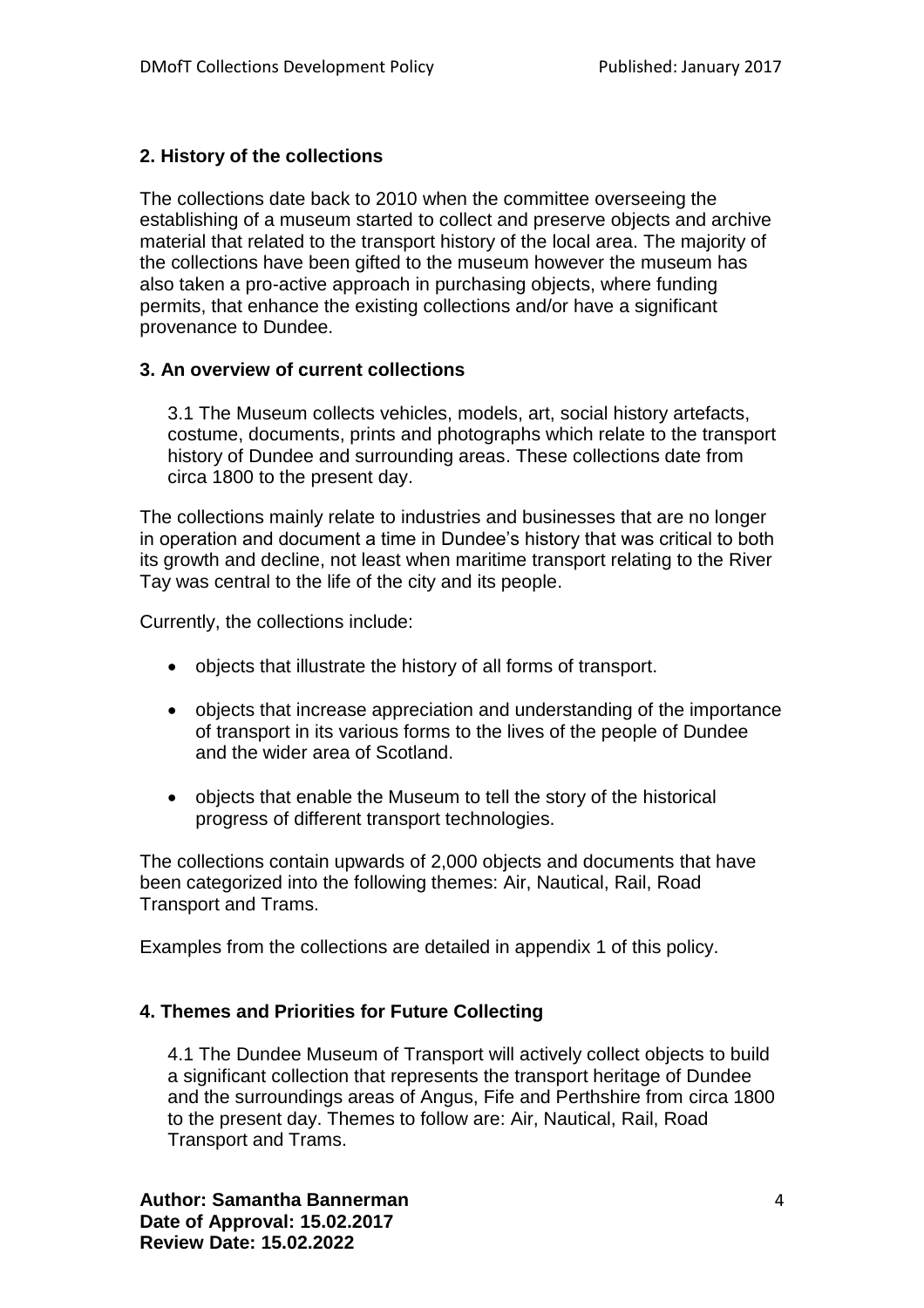## 2. History of the collections

The collections date back to 2010 when the committee overseeing the establishing of a museum started to collect and preserve objects and archive material that related to the transport history of the local area. The majority of the collections have been gifted to the museum however the museum has also taken a pro-active approach in purchasing objects, where funding permits, that enhance the existing collections and/or have a significant provenance to Dundee.

## 3. An overview of current collections

3.1 The Museum collects vehicles, models, art, social history artefacts, costume, documents, prints and photographs which relate to the transport history of Dundee and surrounding areas. These collections date from circa 1800 to the present day.

The collections mainly relate to industries and businesses that are no longer in operation and document a time in Dundee's history that was critical to both its growth and decline, not least when maritime transport relating to the River Tay was central to the life of the city and its people.

Currently, the collections include:

- objects that illustrate the history of all forms of transport.
- objects that increase appreciation and understanding of the importance of transport in its various forms to the lives of the people of Dundee and the wider area of Scotland.
- objects that enable the Museum to tell the story of the historical progress of different transport technologies.

The collections contain upwards of 2,000 objects and documents that have been categorized into the following themes: Air, Nautical, Rail, Road Transport and Trams.

Examples from the collections are detailed in appendix 1 of this policy.

## 4. Themes and Priorities for Future Collecting

4.1 The Dundee Museum of Transport will actively collect objects to build a significant collection that represents the transport heritage of Dundee and the surroundings areas of Angus, Fife and Perthshire from circa 1800 to the present day. Themes to follow are: Air, Nautical, Rail, Road Transport and Trams.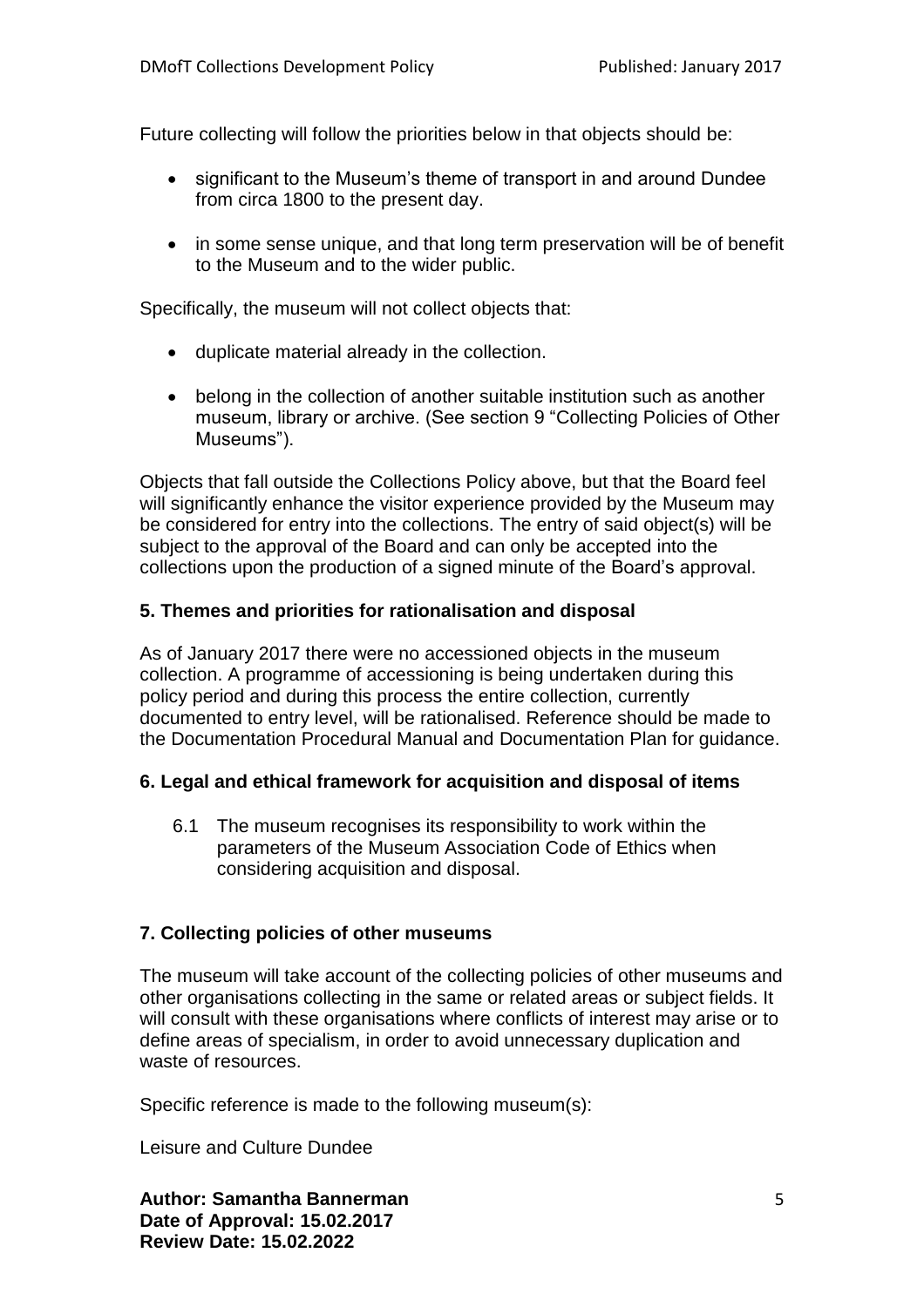Future collecting will follow the priorities below in that objects should be:

- significant to the Museum's theme of transport in and around Dundee from circa 1800 to the present day.
- in some sense unique, and that long term preservation will be of benefit to the Museum and to the wider public.

Specifically, the museum will not collect objects that:

- duplicate material already in the collection.
- belong in the collection of another suitable institution such as another museum, library or archive. (See section 9 "Collecting Policies of Other Museums").

Objects that fall outside the Collections Policy above, but that the Board feel will significantly enhance the visitor experience provided by the Museum may be considered for entry into the collections. The entry of said object(s) will be subject to the approval of the Board and can only be accepted into the collections upon the production of a signed minute of the Board's approval.

## 5. Themes and priorities for rationalisation and disposal

As of January 2017 there were no accessioned objects in the museum collection. A programme of accessioning is being undertaken during this policy period and during this process the entire collection, currently documented to entry level, will be rationalised. Reference should be made to the Documentation Procedural Manual and Documentation Plan for guidance.

## 6. Legal and ethical framework for acquisition and disposal of items

6.1 The museum recognises its responsibility to work within the parameters of the Museum Association Code of Ethics when considering acquisition and disposal.

## 7. Collecting policies of other museums

The museum will take account of the collecting policies of other museums and other organisations collecting in the same or related areas or subject fields. It will consult with these organisations where conflicts of interest may arise or to define areas of specialism, in order to avoid unnecessary duplication and waste of resources.

Specific reference is made to the following museum(s):

Leisure and Culture Dundee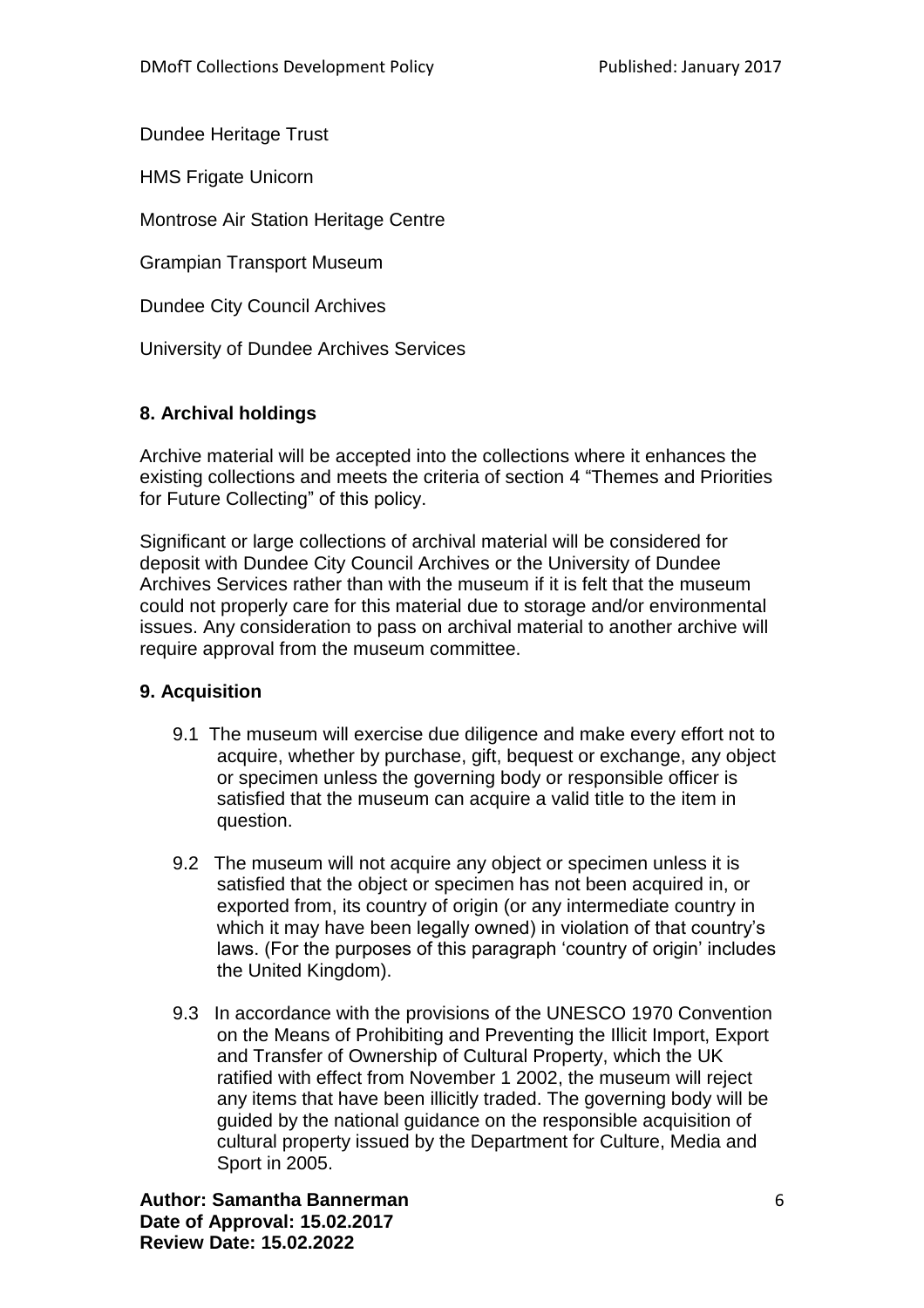Dundee Heritage Trust

HMS Frigate Unicorn

Montrose Air Station Heritage Centre

Grampian Transport Museum

Dundee City Council Archives

University of Dundee Archives Services

## 8. Archival holdings

Archive material will be accepted into the collections where it enhances the existing collections and meets the criteria of section 4 "Themes and Priorities for Future Collecting" of this policy.

Significant or large collections of archival material will be considered for deposit with Dundee City Council Archives or the University of Dundee Archives Services rather than with the museum if it is felt that the museum could not properly care for this material due to storage and/or environmental issues. Any consideration to pass on archival material to another archive will require approval from the museum committee.

## 9. Acquisition

9.1 The museum will exercise due diligence and make every effort not to acquire, whether by purchase, gift, bequest or exchange, any object or specimen unless the governing body or responsible officer is satisfied that the museum can acquire a valid title to the item in question.

9.2 The museum will not acquire any object or specimen unless it is satisfied that the object or specimen has not been acquired in, or exported from, its country of origin (or any intermediate country in which it may have been legally owned) in violation of that country's laws. (For the purposes of this paragraph 'country of origin' includes the United Kingdom).

9.3 In accordance with the provisions of the UNESCO 1970 Convention on the Means of Prohibiting and Preventing the Illicit Import, Export and Transfer of Ownership of Cultural Property, which the UK ratified with effect from November 1 2002, the museum will reject any items that have been illicitly traded. The governing body will be guided by the national guidance on the responsible acquisition of cultural property issued by the Department for Culture, Media and Sport in 2005.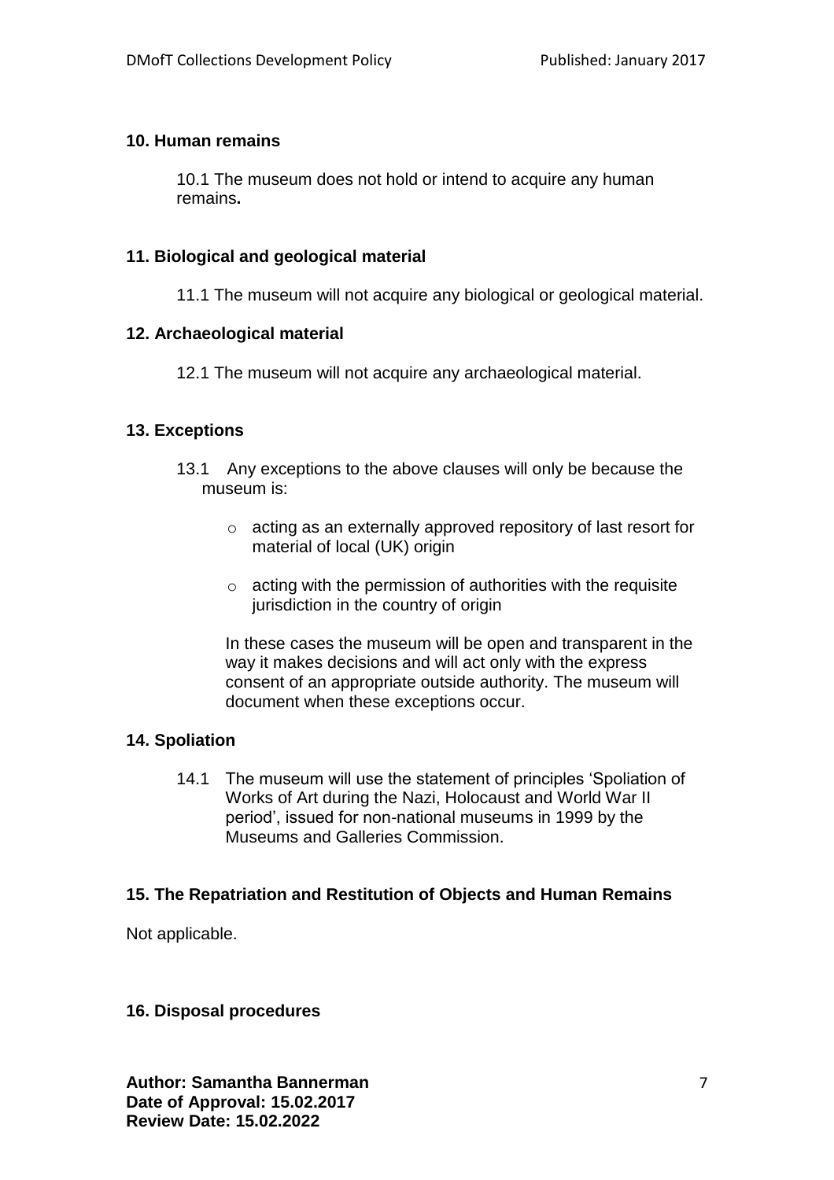## 10. Human remains

10.1 The museum does not hold or intend to acquire any human remains**.**

## 11. Biological and geological material

11.1 The museum will not acquire any biological or geological material.

## 12. Archaeological material

12.1 The museum will not acquire any archaeological material.

## 13. Exceptions

13.1 Any exceptions to the above clauses will only be because the museum is:

- acting as an externally approved repository of last resort for material of local (UK) origin
- acting with the permission of authorities with the requisite jurisdiction in the country of origin

In these cases the museum will be open and transparent in the way it makes decisions and will act only with the express consent of an appropriate outside authority. The museum will document when these exceptions occur.

## 14. Spoliation

14.1 The museum will use the statement of principles 'Spoliation of Works of Art during the Nazi, Holocaust and World War II period', issued for non-national museums in 1999 by the Museums and Galleries Commission.

## 15. The Repatriation and Restitution of Objects and Human Remains

Not applicable.

## 16. Disposal procedures

**Author: Samantha Bannerman**
**Date of Approval: 15.02.2017**
**Review Date: 15.02.2022**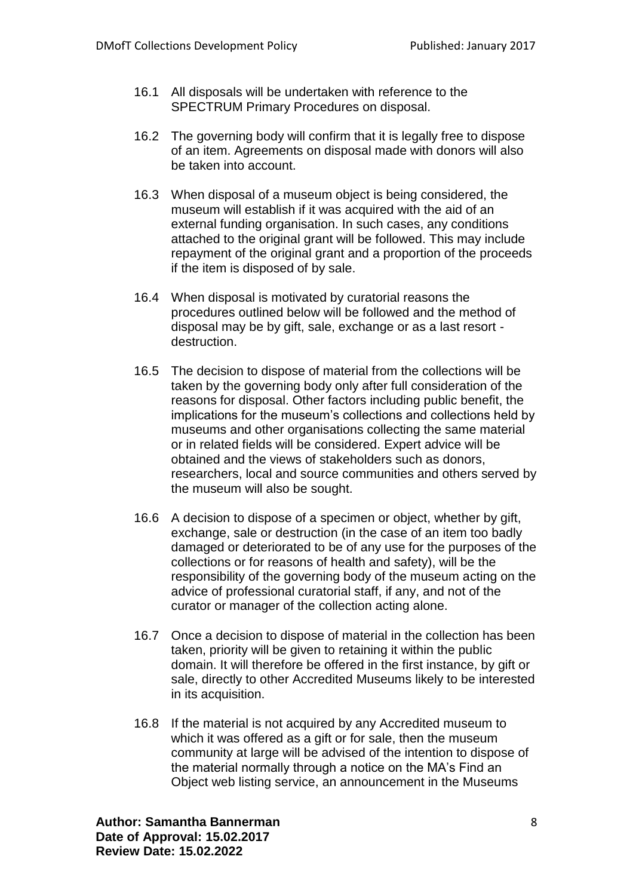16.1 All disposals will be undertaken with reference to the SPECTRUM Primary Procedures on disposal.

16.2 The governing body will confirm that it is legally free to dispose of an item. Agreements on disposal made with donors will also be taken into account.

16.3 When disposal of a museum object is being considered, the museum will establish if it was acquired with the aid of an external funding organisation. In such cases, any conditions attached to the original grant will be followed. This may include repayment of the original grant and a proportion of the proceeds if the item is disposed of by sale.

16.4 When disposal is motivated by curatorial reasons the procedures outlined below will be followed and the method of disposal may be by gift, sale, exchange or as a last resort - destruction.

16.5 The decision to dispose of material from the collections will be taken by the governing body only after full consideration of the reasons for disposal. Other factors including public benefit, the implications for the museum's collections and collections held by museums and other organisations collecting the same material or in related fields will be considered. Expert advice will be obtained and the views of stakeholders such as donors, researchers, local and source communities and others served by the museum will also be sought.

16.6 A decision to dispose of a specimen or object, whether by gift, exchange, sale or destruction (in the case of an item too badly damaged or deteriorated to be of any use for the purposes of the collections or for reasons of health and safety), will be the responsibility of the governing body of the museum acting on the advice of professional curatorial staff, if any, and not of the curator or manager of the collection acting alone.

16.7 Once a decision to dispose of material in the collection has been taken, priority will be given to retaining it within the public domain. It will therefore be offered in the first instance, by gift or sale, directly to other Accredited Museums likely to be interested in its acquisition.

16.8 If the material is not acquired by any Accredited museum to which it was offered as a gift or for sale, then the museum community at large will be advised of the intention to dispose of the material normally through a notice on the MA's Find an Object web listing service, an announcement in the Museums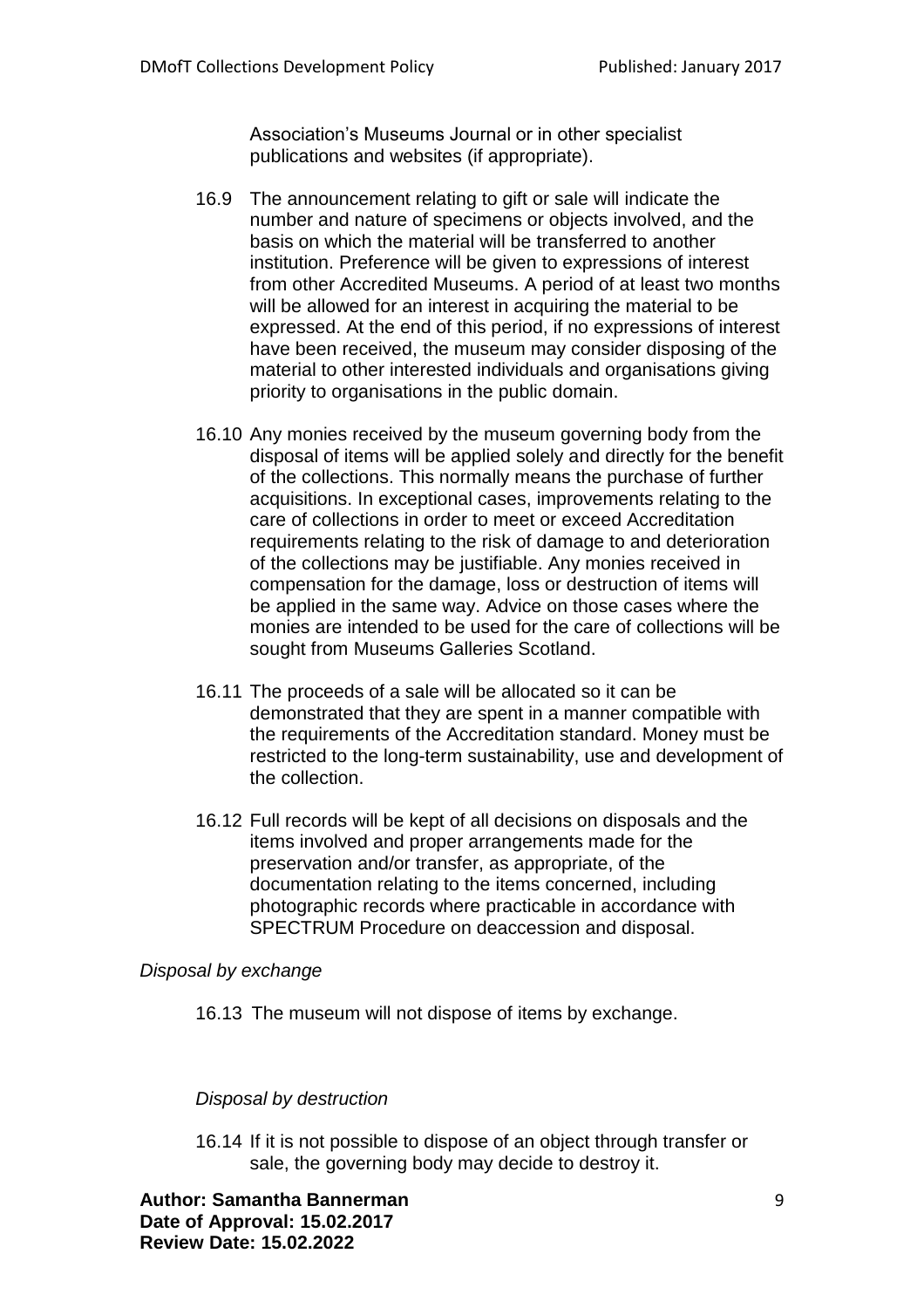Association's Museums Journal or in other specialist publications and websites (if appropriate).

16.9 The announcement relating to gift or sale will indicate the number and nature of specimens or objects involved, and the basis on which the material will be transferred to another institution. Preference will be given to expressions of interest from other Accredited Museums. A period of at least two months will be allowed for an interest in acquiring the material to be expressed. At the end of this period, if no expressions of interest have been received, the museum may consider disposing of the material to other interested individuals and organisations giving priority to organisations in the public domain.

16.10 Any monies received by the museum governing body from the disposal of items will be applied solely and directly for the benefit of the collections. This normally means the purchase of further acquisitions. In exceptional cases, improvements relating to the care of collections in order to meet or exceed Accreditation requirements relating to the risk of damage to and deterioration of the collections may be justifiable. Any monies received in compensation for the damage, loss or destruction of items will be applied in the same way. Advice on those cases where the monies are intended to be used for the care of collections will be sought from Museums Galleries Scotland.

16.11 The proceeds of a sale will be allocated so it can be demonstrated that they are spent in a manner compatible with the requirements of the Accreditation standard. Money must be restricted to the long-term sustainability, use and development of the collection.

16.12 Full records will be kept of all decisions on disposals and the items involved and proper arrangements made for the preservation and/or transfer, as appropriate, of the documentation relating to the items concerned, including photographic records where practicable in accordance with SPECTRUM Procedure on deaccession and disposal.

*Disposal by exchange*

16.13 The museum will not dispose of items by exchange.

*Disposal by destruction*

16.14 If it is not possible to dispose of an object through transfer or sale, the governing body may decide to destroy it.

**Author: Samantha Bannerman**
**Date of Approval: 15.02.2017**
**Review Date: 15.02.2022**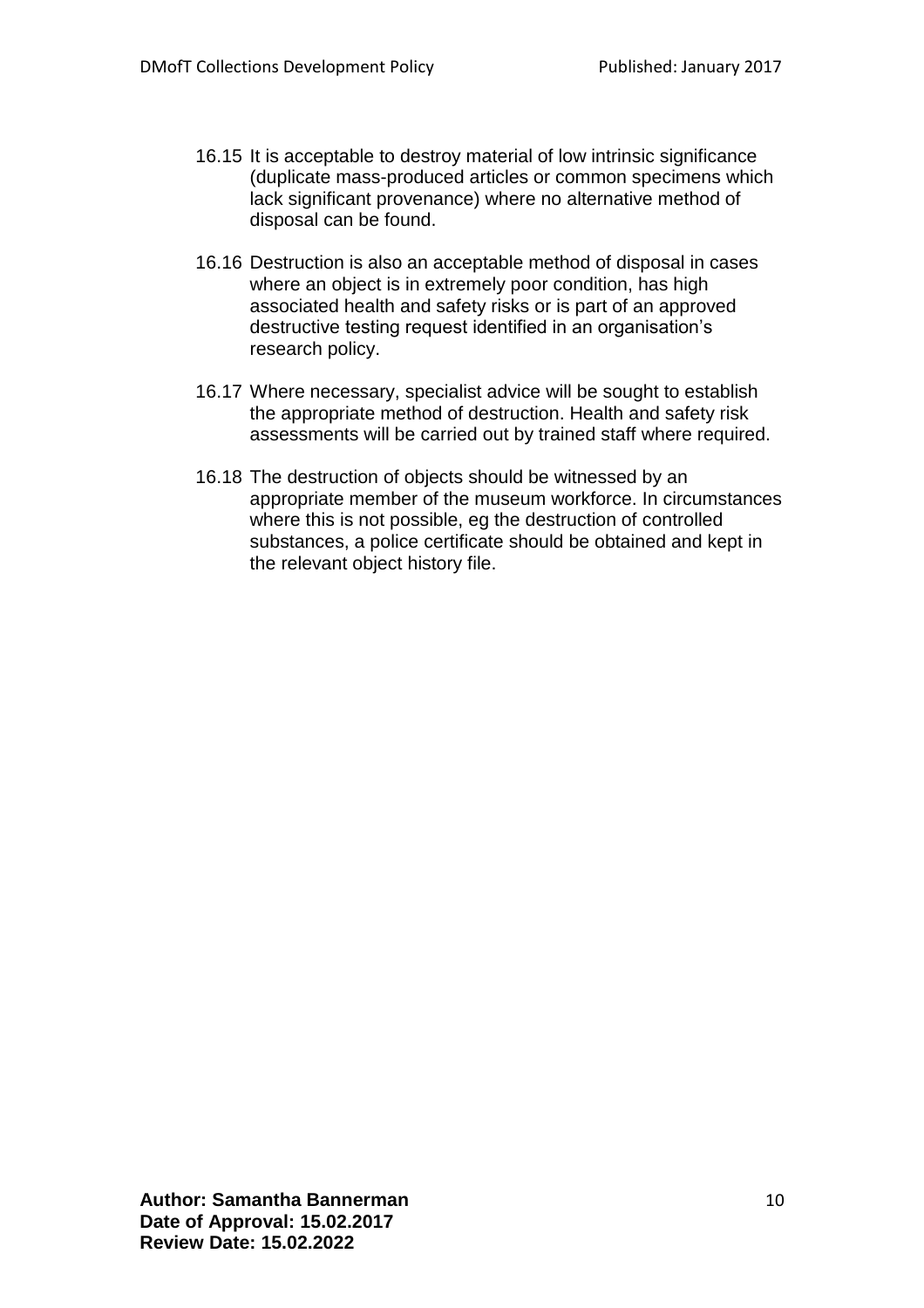16.15 It is acceptable to destroy material of low intrinsic significance (duplicate mass-produced articles or common specimens which lack significant provenance) where no alternative method of disposal can be found.

16.16 Destruction is also an acceptable method of disposal in cases where an object is in extremely poor condition, has high associated health and safety risks or is part of an approved destructive testing request identified in an organisation's research policy.

16.17 Where necessary, specialist advice will be sought to establish the appropriate method of destruction. Health and safety risk assessments will be carried out by trained staff where required.

16.18 The destruction of objects should be witnessed by an appropriate member of the museum workforce. In circumstances where this is not possible, eg the destruction of controlled substances, a police certificate should be obtained and kept in the relevant object history file.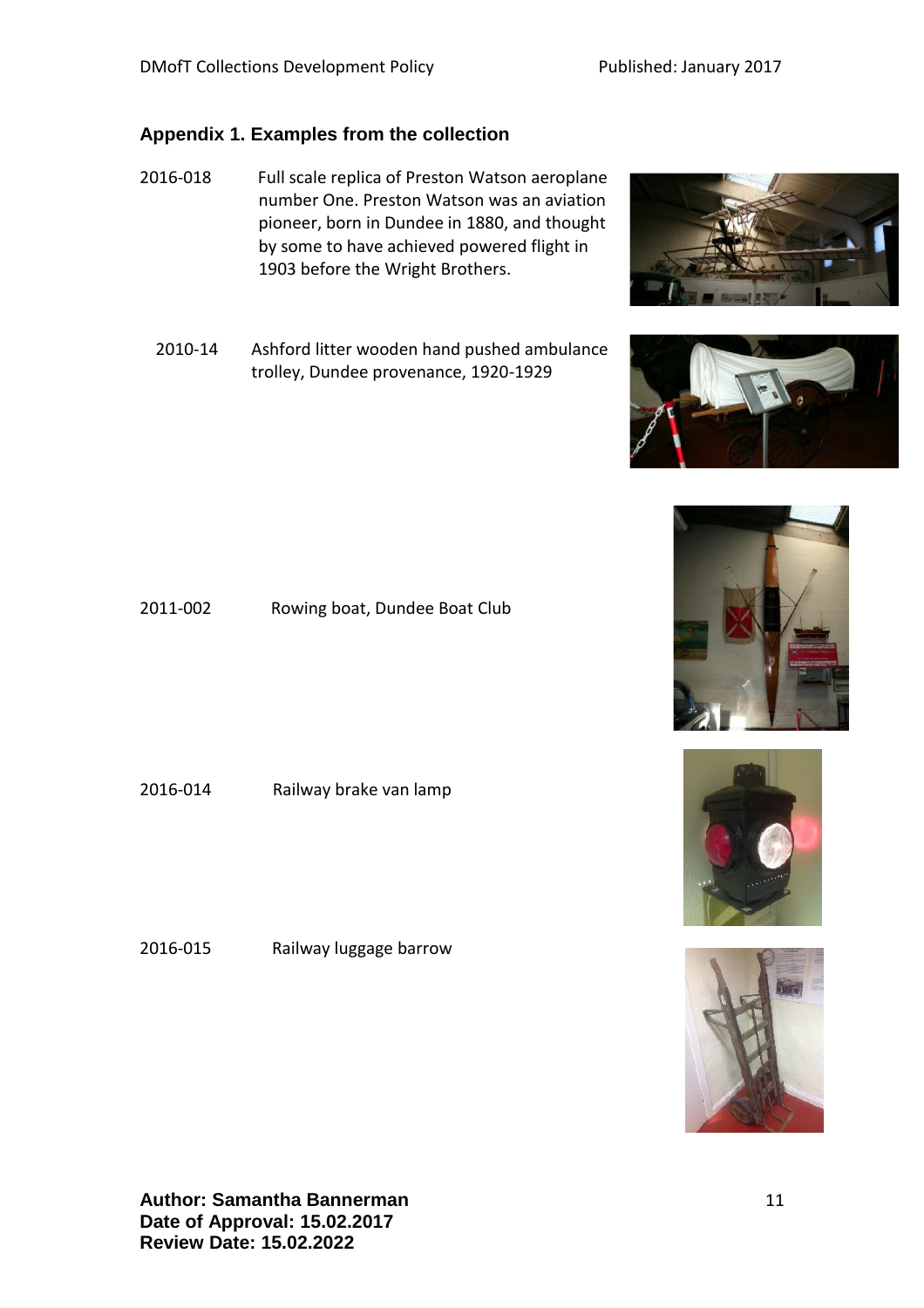## Appendix 1. Examples from the collection

| | |
|---|---|
| 2016-018 | Full scale replica of Preston Watson aeroplane number One. Preston Watson was an aviation pioneer, born in Dundee in 1880, and thought by some to have achieved powered flight in 1903 before the Wright Brothers. |
| 2010-14 | Ashford litter wooden hand pushed ambulance trolley, Dundee provenance, 1920-1929 |
| 2011-002 | Rowing boat, Dundee Boat Club |
| 2016-014 | Railway brake van lamp |
| 2016-015 | Railway luggage barrow |

**Author: Samantha Bannerman**
**Date of Approval: 15.02.2017**
**Review Date: 15.02.2022**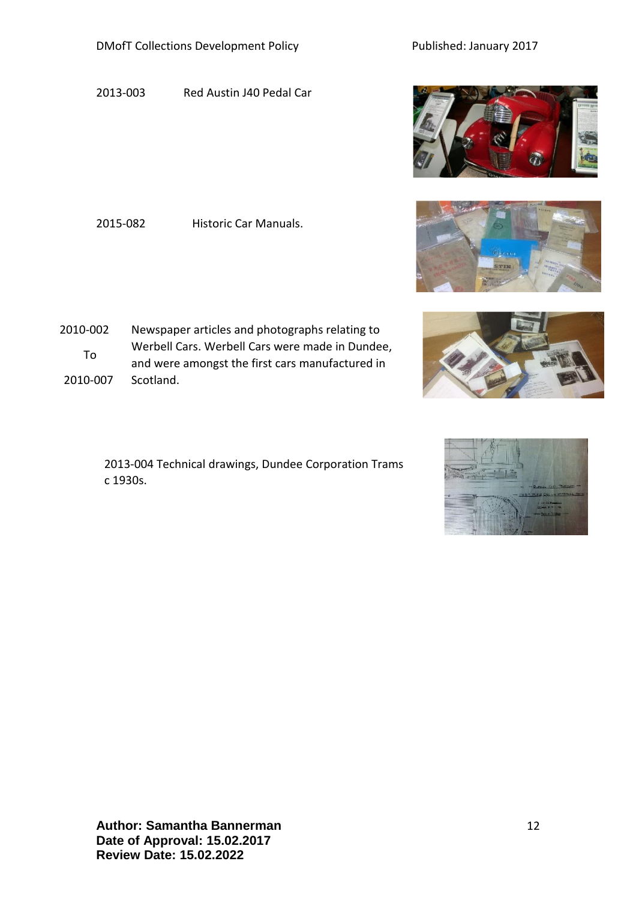2013-003 Red Austin J40 Pedal Car

2015-082 Historic Car Manuals.

2010-002 To 2010-007 Newspaper articles and photographs relating to Werbell Cars. Werbell Cars were made in Dundee, and were amongst the first cars manufactured in Scotland.

2013-004 Technical drawings, Dundee Corporation Trams c 1930s.

**Author: Samantha Bannerman**
**Date of Approval: 15.02.2017**
**Review Date: 15.02.2022**